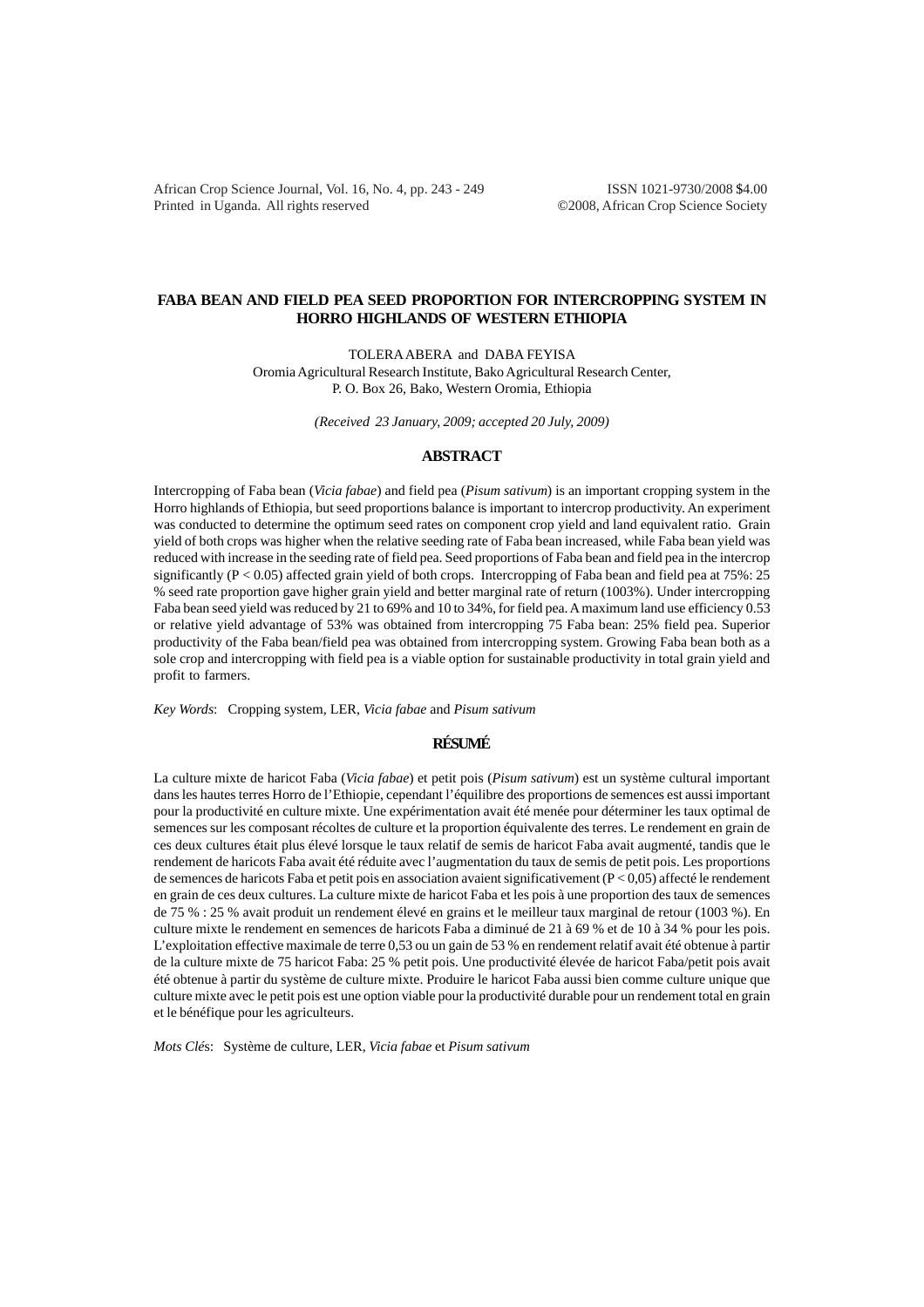# FABA BEAN AND FIELD PEA SEED PROPORTION FOR INTERCROPPING SYSTEM IN HORRO HIGHLANDS OF WESTERN ETHIOPIA

TOLERA ABERA and DABA FEYISA

Oromia Agricultural Research Institute, Bako Agricultural Research Center,
P. O. Box 26, Bako, Western Oromia, Ethiopia

*(Received 23 January, 2009; accepted 20 July, 2009)*

## ABSTRACT

Intercropping of Faba bean (*Vicia fabae*) and field pea (*Pisum sativum*) is an important cropping system in the Horro highlands of Ethiopia, but seed proportions balance is important to intercrop productivity. An experiment was conducted to determine the optimum seed rates on component crop yield and land equivalent ratio. Grain yield of both crops was higher when the relative seeding rate of Faba bean increased, while Faba bean yield was reduced with increase in the seeding rate of field pea. Seed proportions of Faba bean and field pea in the intercrop significantly ($P < 0.05$) affected grain yield of both crops. Intercropping of Faba bean and field pea at 75%: 25 % seed rate proportion gave higher grain yield and better marginal rate of return (1003%). Under intercropping Faba bean seed yield was reduced by 21 to 69% and 10 to 34%, for field pea. A maximum land use efficiency 0.53 or relative yield advantage of 53% was obtained from intercropping 75 Faba bean: 25% field pea. Superior productivity of the Faba bean/field pea was obtained from intercropping system. Growing Faba bean both as a sole crop and intercropping with field pea is a viable option for sustainable productivity in total grain yield and profit to farmers.

*Key Words*: Cropping system, LER, *Vicia fabae* and *Pisum sativum*

## RÉSUMÉ

La culture mixte de haricot Faba (*Vicia fabae*) et petit pois (*Pisum sativum*) est un système cultural important dans les hautes terres Horro de l'Ethiopie, cependant l'équilibre des proportions de semences est aussi important pour la productivité en culture mixte. Une expérimentation avait été menée pour déterminer les taux optimal de semences sur les composant récoltes de culture et la proportion équivalente des terres. Le rendement en grain de ces deux cultures était plus élevé lorsque le taux relatif de semis de haricot Faba avait augmenté, tandis que le rendement de haricots Faba avait été réduite avec l'augmentation du taux de semis de petit pois. Les proportions de semences de haricots Faba et petit pois en association avaient significativement ($P < 0,05$) affecté le rendement en grain de ces deux cultures. La culture mixte de haricot Faba et les pois à une proportion des taux de semences de 75 % : 25 % avait produit un rendement élevé en grains et le meilleur taux marginal de retour (1003 %). En culture mixte le rendement en semences de haricots Faba a diminué de 21 à 69 % et de 10 à 34 % pour les pois. L'exploitation effective maximale de terre 0,53 ou un gain de 53 % en rendement relatif avait été obtenue à partir de la culture mixte de 75 haricot Faba: 25 % petit pois. Une productivité élevée de haricot Faba/petit pois avait été obtenue à partir du système de culture mixte. Produire le haricot Faba aussi bien comme culture unique que culture mixte avec le petit pois est une option viable pour la productivité durable pour un rendement total en grain et le bénéfique pour les agriculteurs.

*Mots Clés*: Système de culture, LER, *Vicia fabae* et *Pisum sativum*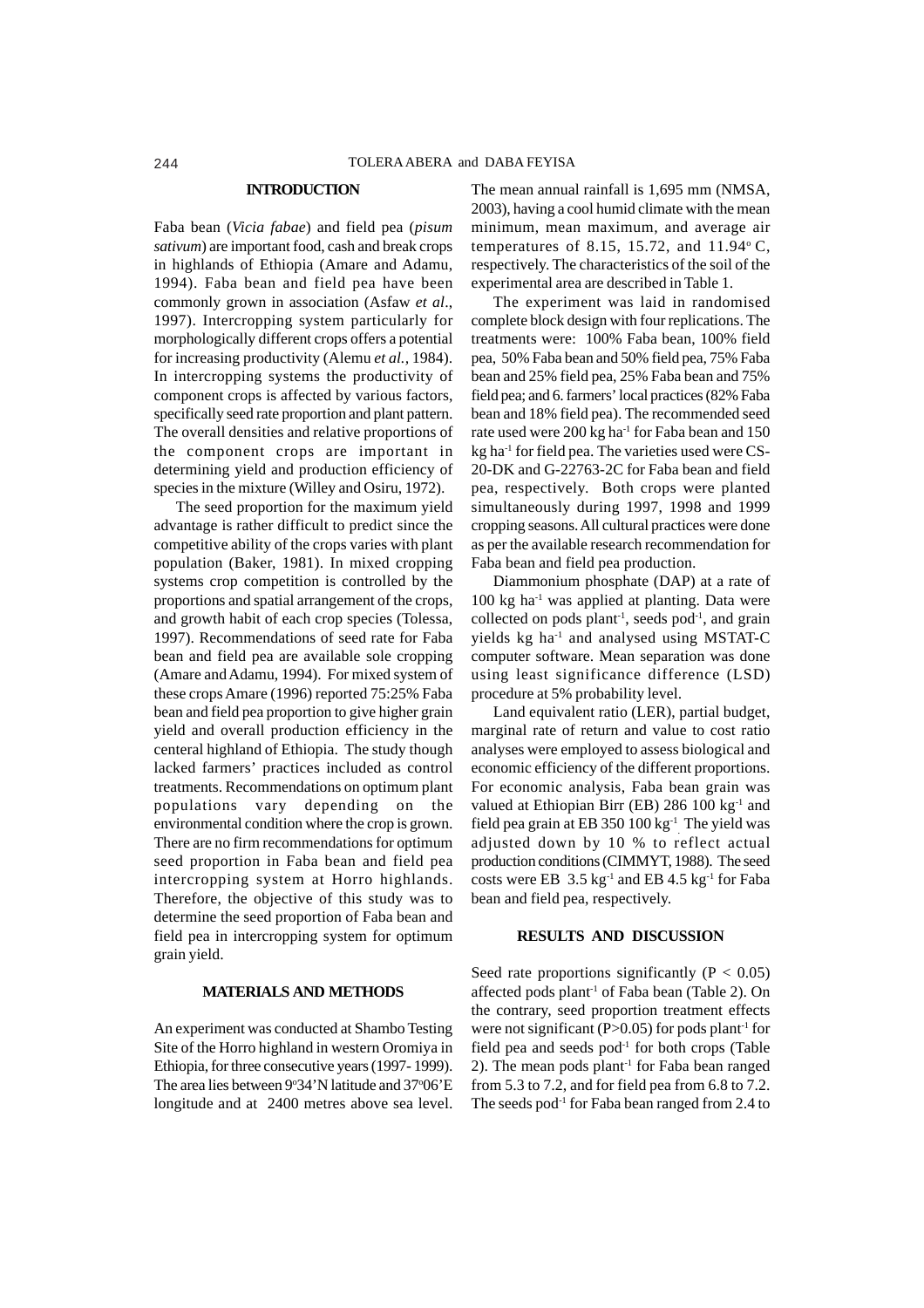## INTRODUCTION

Faba bean (*Vicia fabae*) and field pea (*pisum sativum*) are important food, cash and break crops in highlands of Ethiopia (Amare and Adamu, 1994). Faba bean and field pea have been commonly grown in association (Asfaw *et al*., 1997). Intercropping system particularly for morphologically different crops offers a potential for increasing productivity (Alemu *et al.,* 1984). In intercropping systems the productivity of component crops is affected by various factors, specifically seed rate proportion and plant pattern. The overall densities and relative proportions of the component crops are important in determining yield and production efficiency of species in the mixture (Willey and Osiru, 1972).

The seed proportion for the maximum yield advantage is rather difficult to predict since the competitive ability of the crops varies with plant population (Baker, 1981). In mixed cropping systems crop competition is controlled by the proportions and spatial arrangement of the crops, and growth habit of each crop species (Tolessa, 1997). Recommendations of seed rate for Faba bean and field pea are available sole cropping (Amare and Adamu, 1994). For mixed system of these crops Amare (1996) reported 75:25% Faba bean and field pea proportion to give higher grain yield and overall production efficiency in the centeral highland of Ethiopia. The study though lacked farmers' practices included as control treatments. Recommendations on optimum plant populations vary depending on the environmental condition where the crop is grown. There are no firm recommendations for optimum seed proportion in Faba bean and field pea intercropping system at Horro highlands. Therefore, the objective of this study was to determine the seed proportion of Faba bean and field pea in intercropping system for optimum grain yield.

## MATERIALS AND METHODS

An experiment was conducted at Shambo Testing Site of the Horro highland in western Oromiya in Ethiopia, for three consecutive years (1997- 1999). The area lies between 9°34'N latitude and 37°06'E longitude and at 2400 metres above sea level. The mean annual rainfall is 1,695 mm (NMSA, 2003), having a cool humid climate with the mean minimum, mean maximum, and average air temperatures of 8.15, 15.72, and 11.94° C, respectively. The characteristics of the soil of the experimental area are described in Table 1.

The experiment was laid in randomised complete block design with four replications. The treatments were: 100% Faba bean, 100% field pea, 50% Faba bean and 50% field pea, 75% Faba bean and 25% field pea, 25% Faba bean and 75% field pea; and 6. farmers' local practices (82% Faba bean and 18% field pea). The recommended seed rate used were 200 kg ha$^{-1}$ for Faba bean and 150 kg ha$^{-1}$ for field pea. The varieties used were CS-20-DK and G-22763-2C for Faba bean and field pea, respectively. Both crops were planted simultaneously during 1997, 1998 and 1999 cropping seasons. All cultural practices were done as per the available research recommendation for Faba bean and field pea production.

Diammonium phosphate (DAP) at a rate of 100 kg ha$^{-1}$ was applied at planting. Data were collected on pods plant$^{-1}$, seeds pod$^{-1}$, and grain yields kg ha$^{-1}$ and analysed using MSTAT-C computer software. Mean separation was done using least significance difference (LSD) procedure at 5% probability level.

Land equivalent ratio (LER), partial budget, marginal rate of return and value to cost ratio analyses were employed to assess biological and economic efficiency of the different proportions. For economic analysis, Faba bean grain was valued at Ethiopian Birr (EB) 286 100 kg$^{-1}$ and field pea grain at EB 350 100 kg$^{-1}$. The yield was adjusted down by 10 % to reflect actual production conditions (CIMMYT, 1988). The seed costs were EB 3.5 kg$^{-1}$ and EB 4.5 kg$^{-1}$ for Faba bean and field pea, respectively.

## RESULTS AND DISCUSSION

Seed rate proportions significantly ($P < 0.05$) affected pods plant$^{-1}$ of Faba bean (Table 2). On the contrary, seed proportion treatment effects were not significant ($P>0.05$) for pods plant$^{-1}$ for field pea and seeds pod$^{-1}$ for both crops (Table 2). The mean pods plant$^{-1}$ for Faba bean ranged from 5.3 to 7.2, and for field pea from 6.8 to 7.2. The seeds pod$^{-1}$ for Faba bean ranged from 2.4 to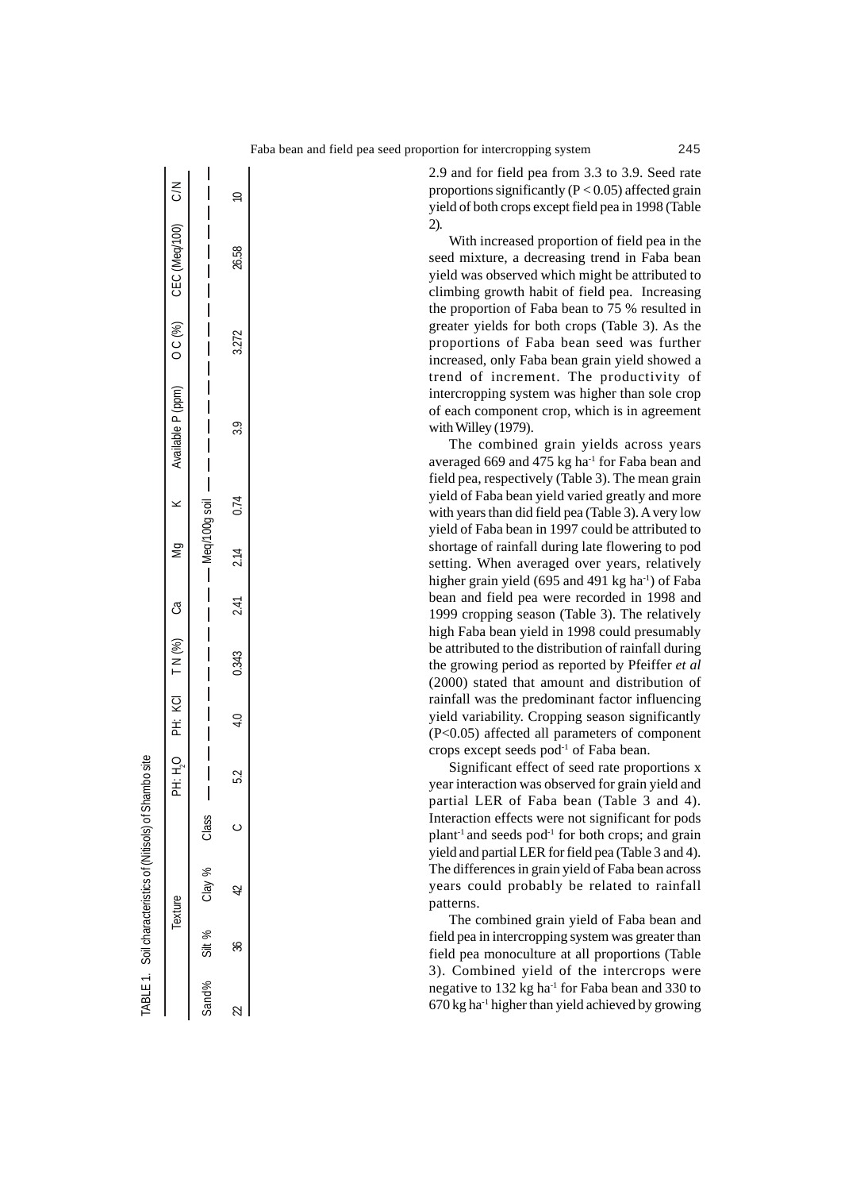TABLE 1. Soil characteristics of (Nitisols) of Shambo site

| Texture | | | | PH: $H_2O$ | PH: KCl | T N (%) | Ca | Mg | K | Available P (ppm) | O C (%) | CEC (Meq/100) | C/N |
|---|---|---|---|---|---|---|---|---|---|---|---|---|---|
| Sand% | Silt % | Clay % | Class | | | | Meq/100g soil | | | | | | |
| 22 | 36 | 42 | C | 5.2 | 4.0 | 0.343 | 2.41 | 2.14 | 0.74 | 3.9 | 3.272 | 26.58 | 10 |

2.9 and for field pea from 3.3 to 3.9. Seed rate proportions significantly ($P < 0.05$) affected grain yield of both crops except field pea in 1998 (Table 2).

With increased proportion of field pea in the seed mixture, a decreasing trend in Faba bean yield was observed which might be attributed to climbing growth habit of field pea. Increasing the proportion of Faba bean to 75 % resulted in greater yields for both crops (Table 3). As the proportions of Faba bean seed was further increased, only Faba bean grain yield showed a trend of increment. The productivity of intercropping system was higher than sole crop of each component crop, which is in agreement with Willey (1979).

The combined grain yields across years averaged 669 and 475 kg ha$^{-1}$ for Faba bean and field pea, respectively (Table 3). The mean grain yield of Faba bean yield varied greatly and more with years than did field pea (Table 3). A very low yield of Faba bean in 1997 could be attributed to shortage of rainfall during late flowering to pod setting. When averaged over years, relatively higher grain yield (695 and 491 kg ha$^{-1}$) of Faba bean and field pea were recorded in 1998 and 1999 cropping season (Table 3). The relatively high Faba bean yield in 1998 could presumably be attributed to the distribution of rainfall during the growing period as reported by Pfeiffer *et al* (2000) stated that amount and distribution of rainfall was the predominant factor influencing yield variability. Cropping season significantly ($P<0.05$) affected all parameters of component crops except seeds pod$^{-1}$ of Faba bean.

Significant effect of seed rate proportions x year interaction was observed for grain yield and partial LER of Faba bean (Table 3 and 4). Interaction effects were not significant for pods plant$^{-1}$ and seeds pod$^{-1}$ for both crops; and grain yield and partial LER for field pea (Table 3 and 4). The differences in grain yield of Faba bean across years could probably be related to rainfall patterns.

The combined grain yield of Faba bean and field pea in intercropping system was greater than field pea monoculture at all proportions (Table 3). Combined yield of the intercrops were negative to 132 kg ha$^{-1}$ for Faba bean and 330 to 670 kg ha$^{-1}$ higher than yield achieved by growing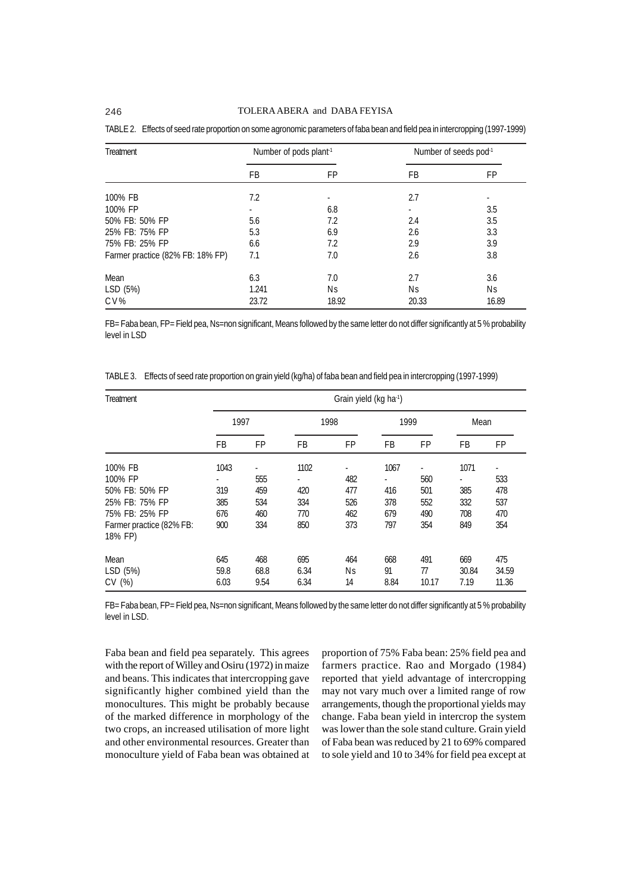TABLE 2. Effects of seed rate proportion on some agronomic parameters of faba bean and field pea in intercropping (1997-1999)

| Treatment | Number of pods plant$^{-1}$ | | Number of seeds pod$^{-1}$ | |
|---|---|---|---|---|
| | FB | FP | FB | FP |
| 100% FB | 7.2 | - | 2.7 | - |
| 100% FP | - | 6.8 | - | 3.5 |
| 50% FB: 50% FP | 5.6 | 7.2 | 2.4 | 3.5 |
| 25% FB: 75% FP | 5.3 | 6.9 | 2.6 | 3.3 |
| 75% FB: 25% FP | 6.6 | 7.2 | 2.9 | 3.9 |
| Farmer practice (82% FB: 18% FP) | 7.1 | 7.0 | 2.6 | 3.8 |
| Mean | 6.3 | 7.0 | 2.7 | 3.6 |
| LSD (5%) | 1.241 | Ns | Ns | Ns |
| CV% | 23.72 | 18.92 | 20.33 | 16.89 |

FB= Faba bean, FP= Field pea, Ns=non significant, Means followed by the same letter do not differ significantly at 5 % probability level in LSD

TABLE 3. Effects of seed rate proportion on grain yield (kg/ha) of faba bean and field pea in intercropping (1997-1999)

| Treatment | Grain yield (kg ha$^{-1}$) | | | | | | | |
|---|---|---|---|---|---|---|---|---|
| | 1997 | | 1998 | | 1999 | | Mean | |
| | FB | FP | FB | FP | FB | FP | FB | FP |
| 100% FB | 1043 | - | 1102 | - | 1067 | - | 1071 | - |
| 100% FP | - | 555 | - | 482 | - | 560 | - | 533 |
| 50% FB: 50% FP | 319 | 459 | 420 | 477 | 416 | 501 | 385 | 478 |
| 25% FB: 75% FP | 385 | 534 | 334 | 526 | 378 | 552 | 332 | 537 |
| 75% FB: 25% FP | 676 | 460 | 770 | 462 | 679 | 490 | 708 | 470 |
| Farmer practice (82% FB: 18% FP) | 900 | 334 | 850 | 373 | 797 | 354 | 849 | 354 |
| Mean | 645 | 468 | 695 | 464 | 668 | 491 | 669 | 475 |
| LSD (5%) | 59.8 | 68.8 | 6.34 | Ns | 91 | 77 | 30.84 | 34.59 |
| CV (%) | 6.03 | 9.54 | 6.34 | 14 | 8.84 | 10.17 | 7.19 | 11.36 |

FB= Faba bean, FP= Field pea, Ns=non significant, Means followed by the same letter do not differ significantly at 5 % probability level in LSD.

Faba bean and field pea separately. This agrees with the report of Willey and Osiru (1972) in maize and beans. This indicates that intercropping gave significantly higher combined yield than the monocultures. This might be probably because of the marked difference in morphology of the two crops, an increased utilisation of more light and other environmental resources. Greater than monoculture yield of Faba bean was obtained at proportion of 75% Faba bean: 25% field pea and farmers practice. Rao and Morgado (1984) reported that yield advantage of intercropping may not vary much over a limited range of row arrangements, though the proportional yields may change. Faba bean yield in intercrop the system was lower than the sole stand culture. Grain yield of Faba bean was reduced by 21 to 69% compared to sole yield and 10 to 34% for field pea except at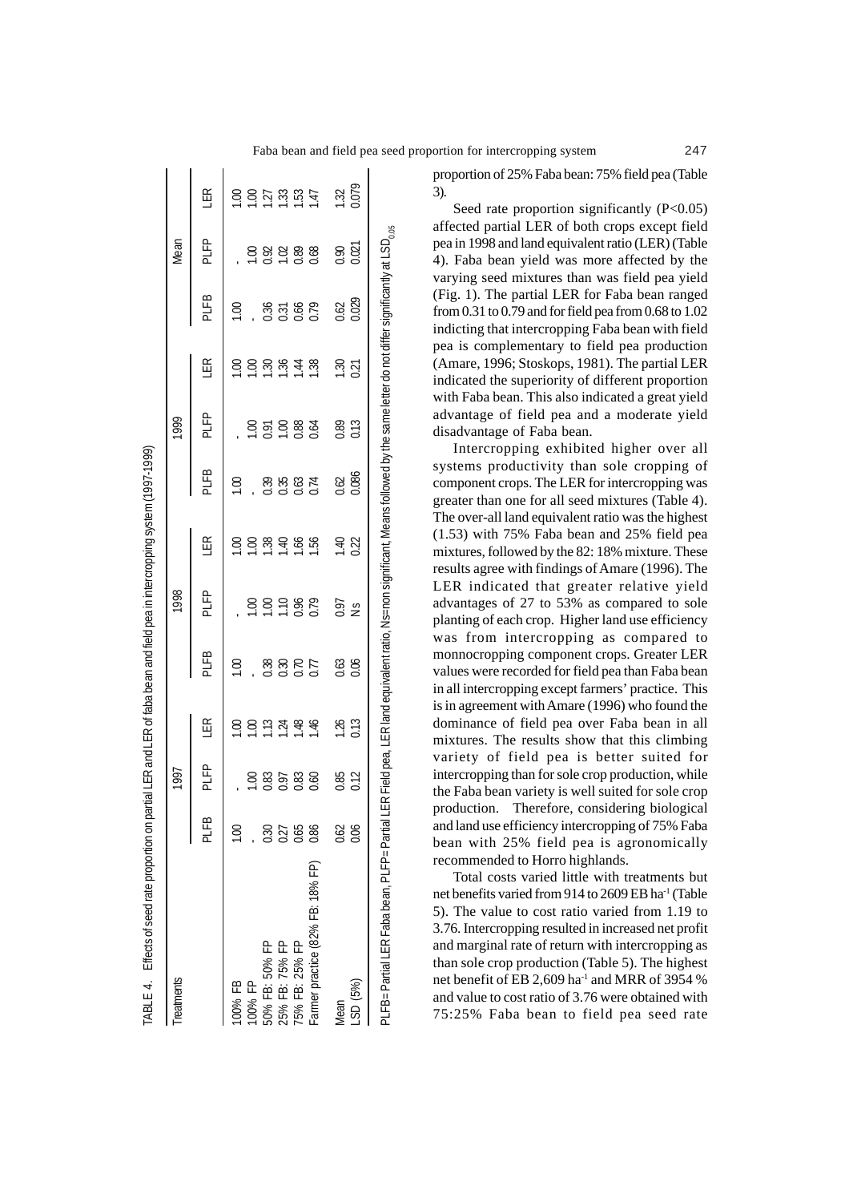TABLE 4. Effects of seed rate proportion on partial LER and LER of faba bean and field pea in intercropping system (1997-1999)

| Treatments | 1997 | | | 1998 | | | 1999 | | | Mean | | |
|---|---|---|---|---|---|---|---|---|---|---|---|---|
| | PLFB | PLFP | LER | PLFB | PLFP | LER | PLFB | PLFP | LER | PLFB | PLFP | LER |
| 100% FB | 1.00 | - | 1.00 | 1.00 | - | 1.00 | 1.00 | - | 1.00 | 1.00 | - | 1.00 |
| 100% FP | - | 1.00 | 1.00 | - | 1.00 | 1.00 | - | 1.00 | 1.00 | - | 1.00 | 1.00 |
| 50% FB: 50% FP | 0.30 | 0.83 | 1.13 | 0.38 | 1.00 | 1.38 | 0.39 | 0.91 | 1.30 | 0.36 | 0.92 | 1.27 |
| 25% FB: 75% FP | 0.27 | 0.97 | 1.24 | 0.30 | 1.10 | 1.40 | 0.35 | 1.00 | 1.36 | 0.31 | 1.02 | 1.33 |
| 75% FB: 25% FP | 0.65 | 0.83 | 1.48 | 0.70 | 0.96 | 1.66 | 0.63 | 0.88 | 1.44 | 0.66 | 0.89 | 1.53 |
| Farmer practice (82% FB: 18% FP) | 0.86 | 0.60 | 1.46 | 0.77 | 0.79 | 1.56 | 0.74 | 0.64 | 1.38 | 0.79 | 0.68 | 1.47 |
| Mean | 0.62 | 0.85 | 1.26 | 0.63 | 0.97 | 1.40 | 0.62 | 0.89 | 1.30 | 0.62 | 0.90 | 1.32 |
| LSD (5%) | 0.06 | 0.12 | 0.13 | 0.06 | Ns | 0.22 | 0.086 | 0.13 | 0.21 | 0.029 | 0.021 | 0.079 |

PLFB= Partial LER Faba bean, PLFP= Partial LER Field pea, LER land equivalent ratio, Ns=non significant, Means followed by the same letter do not differ significantly at $LSD_{0.05}$

proportion of 25% Faba bean: 75% field pea (Table 3).

Seed rate proportion significantly ($P<0.05$) affected partial LER of both crops except field pea in 1998 and land equivalent ratio (LER) (Table 4). Faba bean yield was more affected by the varying seed mixtures than was field pea yield (Fig. 1). The partial LER for Faba bean ranged from 0.31 to 0.79 and for field pea from 0.68 to 1.02 indicting that intercropping Faba bean with field pea is complementary to field pea production (Amare, 1996; Stoskops, 1981). The partial LER indicated the superiority of different proportion with Faba bean. This also indicated a great yield advantage of field pea and a moderate yield disadvantage of Faba bean.

Intercropping exhibited higher over all systems productivity than sole cropping of component crops. The LER for intercropping was greater than one for all seed mixtures (Table 4). The over-all land equivalent ratio was the highest (1.53) with 75% Faba bean and 25% field pea mixtures, followed by the 82: 18% mixture. These results agree with findings of Amare (1996). The LER indicated that greater relative yield advantages of 27 to 53% as compared to sole planting of each crop. Higher land use efficiency was from intercropping as compared to monnocropping component crops. Greater LER values were recorded for field pea than Faba bean in all intercropping except farmers' practice. This is in agreement with Amare (1996) who found the dominance of field pea over Faba bean in all mixtures. The results show that this climbing variety of field pea is better suited for intercropping than for sole crop production, while the Faba bean variety is well suited for sole crop production. Therefore, considering biological and land use efficiency intercropping of 75% Faba bean with 25% field pea is agronomically recommended to Horro highlands.

Total costs varied little with treatments but net benefits varied from 914 to 2609 EB ha$^{-1}$ (Table 5). The value to cost ratio varied from 1.19 to 3.76. Intercropping resulted in increased net profit and marginal rate of return with intercropping as than sole crop production (Table 5). The highest net benefit of EB 2,609 ha$^{-1}$ and MRR of 3954 % and value to cost ratio of 3.76 were obtained with 75:25% Faba bean to field pea seed rate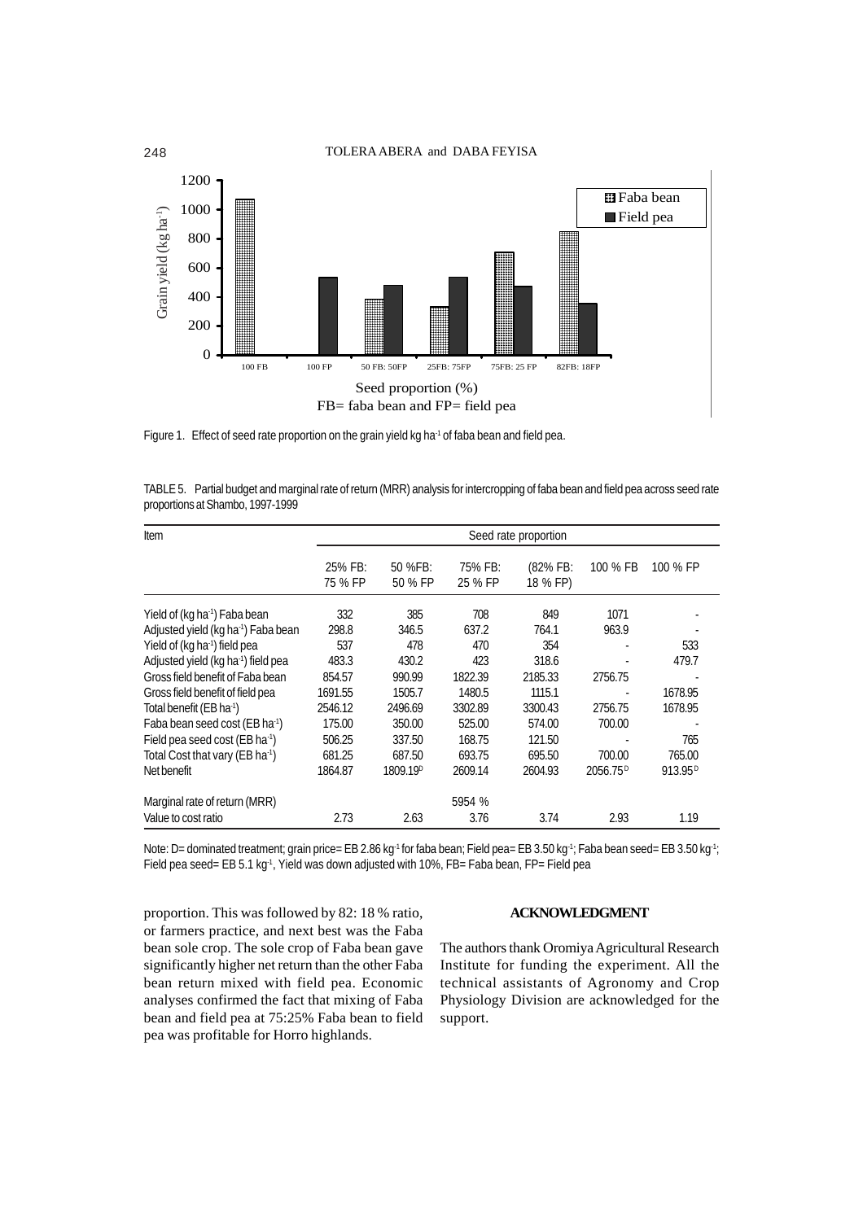Figure 1. Effect of seed rate proportion on the grain yield kg ha$^{-1}$ of faba bean and field pea.

TABLE 5. Partial budget and marginal rate of return (MRR) analysis for intercropping of faba bean and field pea across seed rate proportions at Shambo, 1997-1999

| Item | Seed rate proportion | | | | | |
|---|---|---|---|---|---|---|
| | 25% FB: 75 % FP | 50 %FB: 50 % FP | 75% FB: 25 % FP | (82% FB: 18 % FP) | 100 % FB | 100 % FP |
| Yield of (kg ha$^{-1}$) Faba bean | 332 | 385 | 708 | 849 | 1071 | - |
| Adjusted yield (kg ha$^{-1}$) Faba bean | 298.8 | 346.5 | 637.2 | 764.1 | 963.9 | - |
| Yield of (kg ha$^{-1}$) field pea | 537 | 478 | 470 | 354 | - | 533 |
| Adjusted yield (kg ha$^{-1}$) field pea | 483.3 | 430.2 | 423 | 318.6 | - | 479.7 |
| Gross field benefit of Faba bean | 854.57 | 990.99 | 1822.39 | 2185.33 | 2756.75 | - |
| Gross field benefit of field pea | 1691.55 | 1505.7 | 1480.5 | 1115.1 | - | 1678.95 |
| Total benefit (EB ha$^{-1}$) | 2546.12 | 2496.69 | 3302.89 | 3300.43 | 2756.75 | 1678.95 |
| Faba bean seed cost (EB ha$^{-1}$) | 175.00 | 350.00 | 525.00 | 574.00 | 700.00 | - |
| Field pea seed cost (EB ha$^{-1}$) | 506.25 | 337.50 | 168.75 | 121.50 | - | 765 |
| Total Cost that vary (EB ha$^{-1}$) | 681.25 | 687.50 | 693.75 | 695.50 | 700.00 | 765.00 |
| Net benefit | 1864.87 | 1809.19$^{D}$ | 2609.14 | 2604.93 | 2056.75$^{D}$ | 913.95$^{D}$ |
| Marginal rate of return (MRR) | | | 5954 % | | | |
| Value to cost ratio | 2.73 | 2.63 | 3.76 | 3.74 | 2.93 | 1.19 |

Note: D= dominated treatment; grain price= EB 2.86 kg$^{-1}$ for faba bean; Field pea= EB 3.50 kg$^{-1}$; Faba bean seed= EB 3.50 kg$^{-1}$; Field pea seed= EB 5.1 kg$^{-1}$, Yield was down adjusted with 10%, FB= Faba bean, FP= Field pea

proportion. This was followed by 82: 18 % ratio, or farmers practice, and next best was the Faba bean sole crop. The sole crop of Faba bean gave significantly higher net return than the other Faba bean return mixed with field pea. Economic analyses confirmed the fact that mixing of Faba bean and field pea at 75:25% Faba bean to field pea was profitable for Horro highlands.

## ACKNOWLEDGMENT

The authors thank Oromiya Agricultural Research Institute for funding the experiment. All the technical assistants of Agronomy and Crop Physiology Division are acknowledged for the support.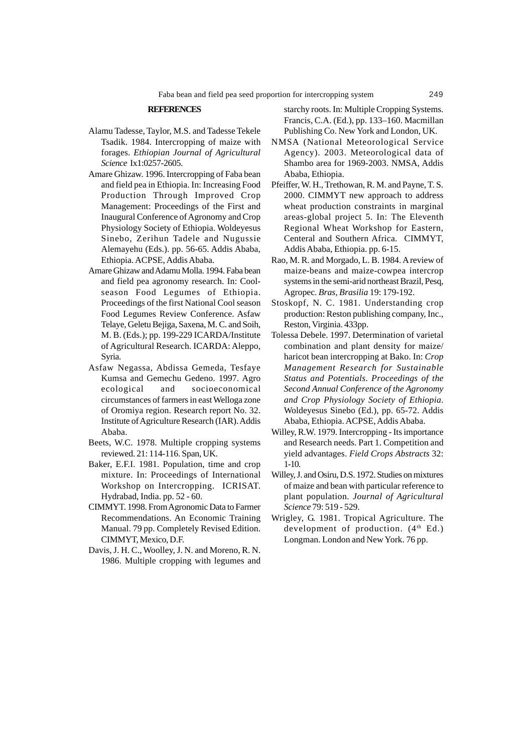## REFERENCES

Alamu Tadesse, Taylor, M.S. and Tadesse Tekele Tsadik. 1984. Intercropping of maize with forages. *Ethiopian Journal of Agricultural Science* Ix1:0257-2605.

Amare Ghizaw. 1996. Intercropping of Faba bean and field pea in Ethiopia. In: Increasing Food Production Through Improved Crop Management: Proceedings of the First and Inaugural Conference of Agronomy and Crop Physiology Society of Ethiopia. Woldeyesus Sinebo, Zerihun Tadele and Nugussie Alemayehu (Eds.). pp. 56-65. Addis Ababa, Ethiopia. ACPSE, Addis Ababa.

Amare Ghizaw and Adamu Molla. 1994. Faba bean and field pea agronomy research. In: Cool-season Food Legumes of Ethiopia. Proceedings of the first National Cool season Food Legumes Review Conference. Asfaw Telaye, Geletu Bejiga, Saxena, M. C. and Soih, M. B. (Eds.); pp. 199-229 ICARDA/Institute of Agricultural Research. ICARDA: Aleppo, Syria.

Asfaw Negassa, Abdissa Gemeda, Tesfaye Kumsa and Gemechu Gedeno. 1997. Agro ecological and socioeconomical circumstances of farmers in east Welloga zone of Oromiya region. Research report No. 32. Institute of Agriculture Research (IAR). Addis Ababa.

Beets, W.C. 1978. Multiple cropping systems reviewed. 21: 114-116. Span, UK.

Baker, E.F.I. 1981. Population, time and crop mixture. In: Proceedings of International Workshop on Intercropping. ICRISAT. Hydrabad, India. pp. 52 - 60.

CIMMYT. 1998. From Agronomic Data to Farmer Recommendations. An Economic Training Manual. 79 pp. Completely Revised Edition. CIMMYT, Mexico, D.F.

Davis, J. H. C., Woolley, J. N. and Moreno, R. N. 1986. Multiple cropping with legumes and starchy roots. In: Multiple Cropping Systems. Francis, C.A. (Ed.), pp. 133–160. Macmillan Publishing Co. New York and London, UK.

NMSA (National Meteorological Service Agency). 2003. Meteorological data of Shambo area for 1969-2003. NMSA, Addis Ababa, Ethiopia.

Pfeiffer, W. H., Trethowan, R. M. and Payne, T. S. 2000. CIMMYT new approach to address wheat production constraints in marginal areas-global project 5. In: The Eleventh Regional Wheat Workshop for Eastern, Centeral and Southern Africa. CIMMYT, Addis Ababa, Ethiopia. pp. 6-15.

Rao, M. R. and Morgado, L. B. 1984. A review of maize-beans and maize-cowpea intercrop systems in the semi-arid northeast Brazil, Pesq, Agropec. *Bras, Brasilia* 19: 179-192.

Stoskopf, N. C. 1981. Understanding crop production: Reston publishing company, Inc., Reston, Virginia. 433pp.

Tolessa Debele. 1997. Determination of varietal combination and plant density for maize/ haricot bean intercropping at Bako. In: *Crop Management Research for Sustainable Status and Potentials. Proceedings of the Second Annual Conference of the Agronomy and Crop Physiology Society of Ethiopia*. Woldeyesus Sinebo (Ed.), pp. 65-72. Addis Ababa, Ethiopia. ACPSE, Addis Ababa.

Willey, R.W. 1979. Intercropping - Its importance and Research needs. Part 1. Competition and yield advantages. *Field Crops Abstracts* 32: 1-10.

Willey, J. and Osiru, D.S. 1972. Studies on mixtures of maize and bean with particular reference to plant population. *Journal of Agricultural Science* 79: 519 - 529.

Wrigley, G. 1981. Tropical Agriculture. The development of production. (4th Ed.) Longman. London and New York. 76 pp.